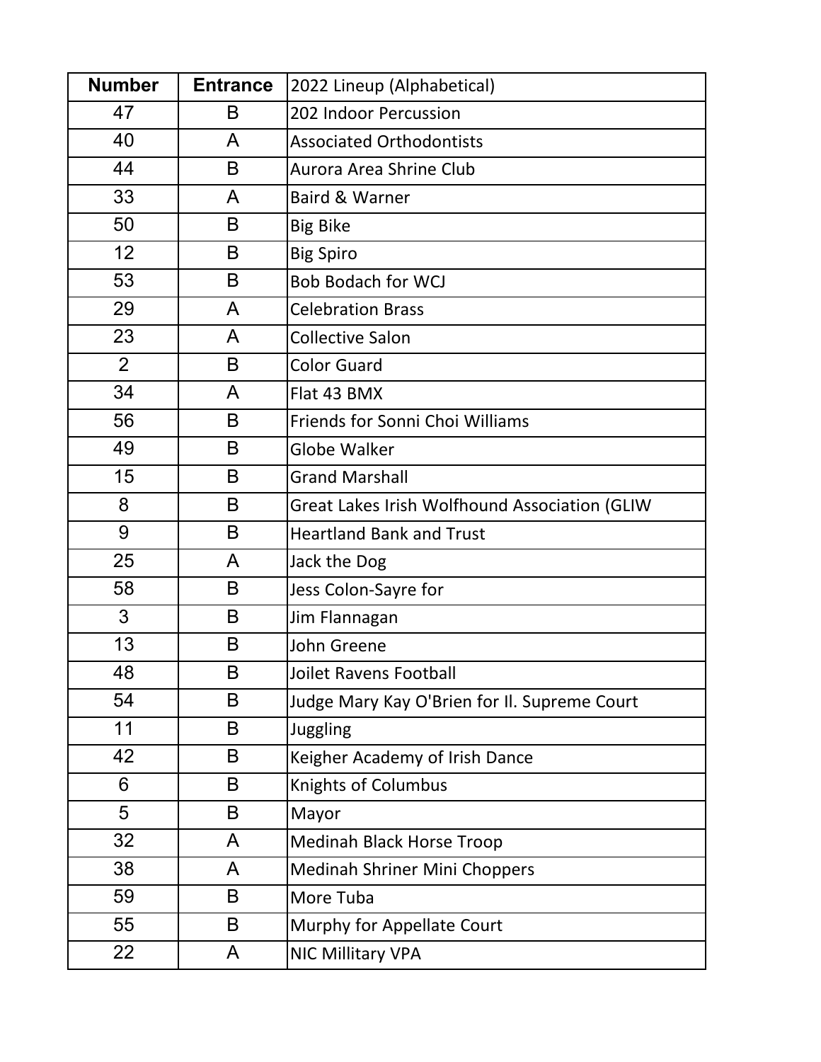| Number | Entrance | 2022 Lineup (Alphabetical) |
|---|---|---|
| 47 | B | 202 Indoor Percussion |
| 40 | A | Associated Orthodontists |
| 44 | B | Aurora Area Shrine Club |
| 33 | A | Baird & Warner |
| 50 | B | Big Bike |
| 12 | B | Big Spiro |
| 53 | B | Bob Bodach for WCJ |
| 29 | A | Celebration Brass |
| 23 | A | Collective Salon |
| 2 | B | Color Guard |
| 34 | A | Flat 43 BMX |
| 56 | B | Friends for Sonni Choi Williams |
| 49 | B | Globe Walker |
| 15 | B | Grand Marshall |
| 8 | B | Great Lakes Irish Wolfhound Association (GLIW |
| 9 | B | Heartland Bank and Trust |
| 25 | A | Jack the Dog |
| 58 | B | Jess Colon-Sayre for |
| 3 | B | Jim Flannagan |
| 13 | B | John Greene |
| 48 | B | Joilet Ravens Football |
| 54 | B | Judge Mary Kay O'Brien for Il. Supreme Court |
| 11 | B | Juggling |
| 42 | B | Keigher Academy of Irish Dance |
| 6 | B | Knights of Columbus |
| 5 | B | Mayor |
| 32 | A | Medinah Black Horse Troop |
| 38 | A | Medinah Shriner Mini Choppers |
| 59 | B | More Tuba |
| 55 | B | Murphy for Appellate Court |
| 22 | A | NIC Millitary VPA |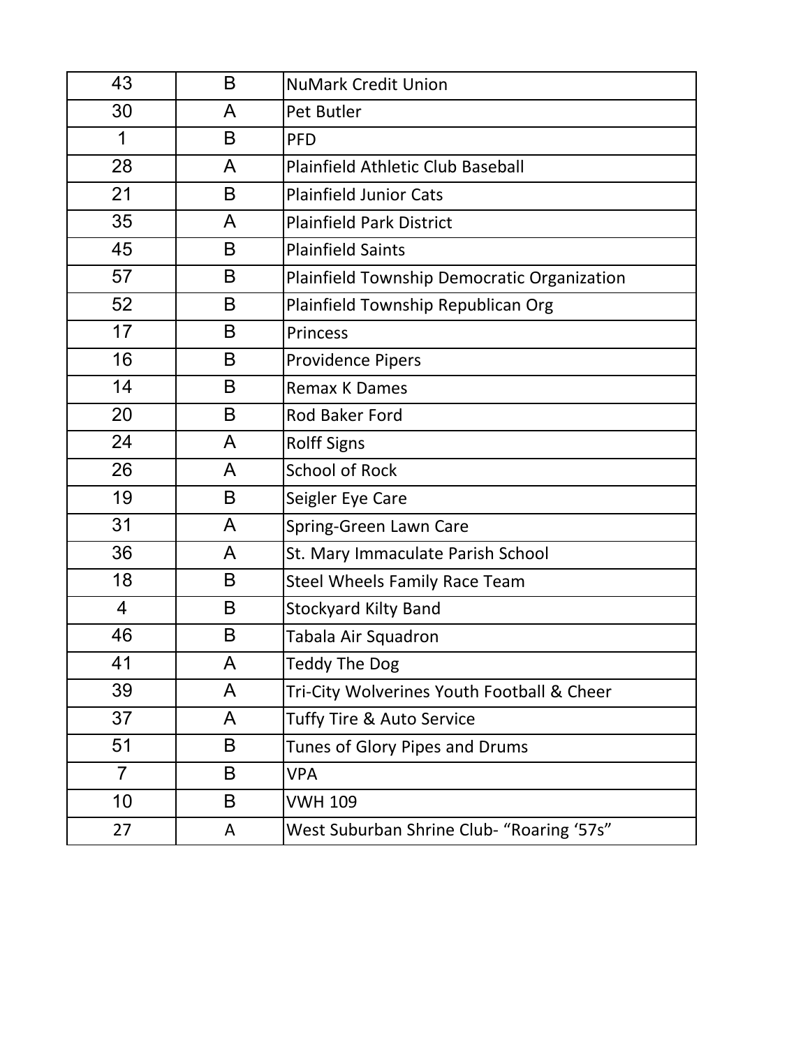| | | |
|---|---|---|
| 43 | B | NuMark Credit Union |
| 30 | A | Pet Butler |
| 1 | B | PFD |
| 28 | A | Plainfield Athletic Club Baseball |
| 21 | B | Plainfield Junior Cats |
| 35 | A | Plainfield Park District |
| 45 | B | Plainfield Saints |
| 57 | B | Plainfield Township Democratic Organization |
| 52 | B | Plainfield Township Republican Org |
| 17 | B | Princess |
| 16 | B | Providence Pipers |
| 14 | B | Remax K Dames |
| 20 | B | Rod Baker Ford |
| 24 | A | Rolff Signs |
| 26 | A | School of Rock |
| 19 | B | Seigler Eye Care |
| 31 | A | Spring-Green Lawn Care |
| 36 | A | St. Mary Immaculate Parish School |
| 18 | B | Steel Wheels Family Race Team |
| 4 | B | Stockyard Kilty Band |
| 46 | B | Tabala Air Squadron |
| 41 | A | Teddy The Dog |
| 39 | A | Tri-City Wolverines Youth Football & Cheer |
| 37 | A | Tuffy Tire & Auto Service |
| 51 | B | Tunes of Glory Pipes and Drums |
| 7 | B | VPA |
| 10 | B | VWH 109 |
| 27 | A | West Suburban Shrine Club- "Roaring '57s" |